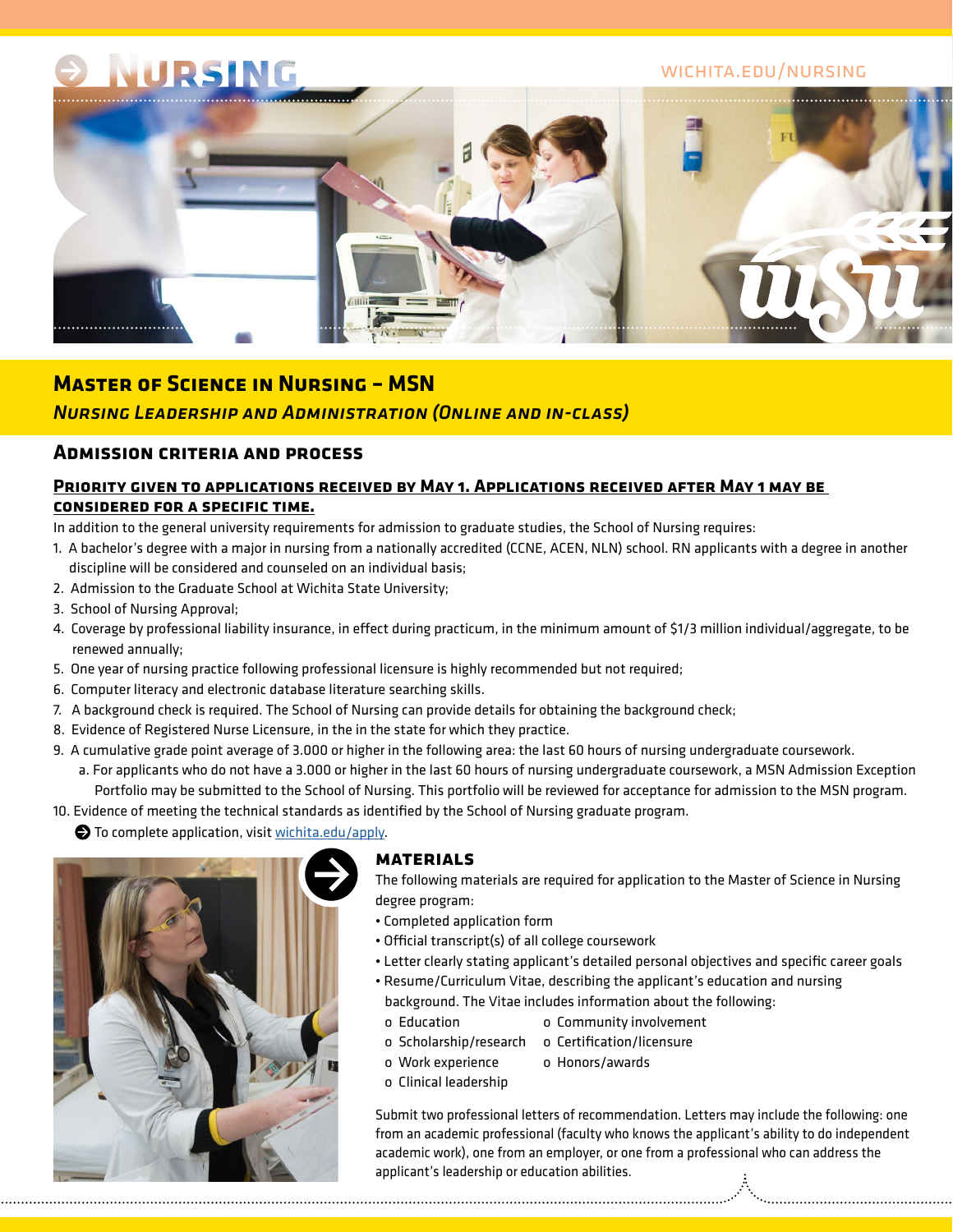# NURSING

WICHITA.EDU/NURSING

## Master of Science in Nursing – MSN

### *Nursing Leadership and Administration (Online and in-class)*

### Admission criteria and process

**Priority given to applications received by May 1. Applications received after May 1 may be considered for a specific time.**

In addition to the general university requirements for admission to graduate studies, the School of Nursing requires:

1. A bachelor's degree with a major in nursing from a nationally accredited (CCNE, ACEN, NLN) school. RN applicants with a degree in another discipline will be considered and counseled on an individual basis;
2. Admission to the Graduate School at Wichita State University;
3. School of Nursing Approval;
4. Coverage by professional liability insurance, in effect during practicum, in the minimum amount of $1/3 million individual/aggregate, to be renewed annually;
5. One year of nursing practice following professional licensure is highly recommended but not required;
6. Computer literacy and electronic database literature searching skills.
7. A background check is required. The School of Nursing can provide details for obtaining the background check;
8. Evidence of Registered Nurse Licensure, in the in the state for which they practice.
9. A cumulative grade point average of 3.000 or higher in the following area: the last 60 hours of nursing undergraduate coursework.
   a. For applicants who do not have a 3.000 or higher in the last 60 hours of nursing undergraduate coursework, a MSN Admission Exception Portfolio may be submitted to the School of Nursing. This portfolio will be reviewed for acceptance for admission to the MSN program.
10. Evidence of meeting the technical standards as identified by the School of Nursing graduate program.

To complete application, visit [wichita.edu/apply](wichita.edu/apply).

### MATERIALS

The following materials are required for application to the Master of Science in Nursing degree program:

- Completed application form
- Official transcript(s) of all college coursework
- Letter clearly stating applicant's detailed personal objectives and specific career goals
- Resume/Curriculum Vitae, describing the applicant's education and nursing background. The Vitae includes information about the following:
  - Education
  - Scholarship/research
  - Work experience
  - Clinical leadership
  - Community involvement
  - Certification/licensure
  - Honors/awards

Submit two professional letters of recommendation. Letters may include the following: one from an academic professional (faculty who knows the applicant's ability to do independent academic work), one from an employer, or one from a professional who can address the applicant's leadership or education abilities.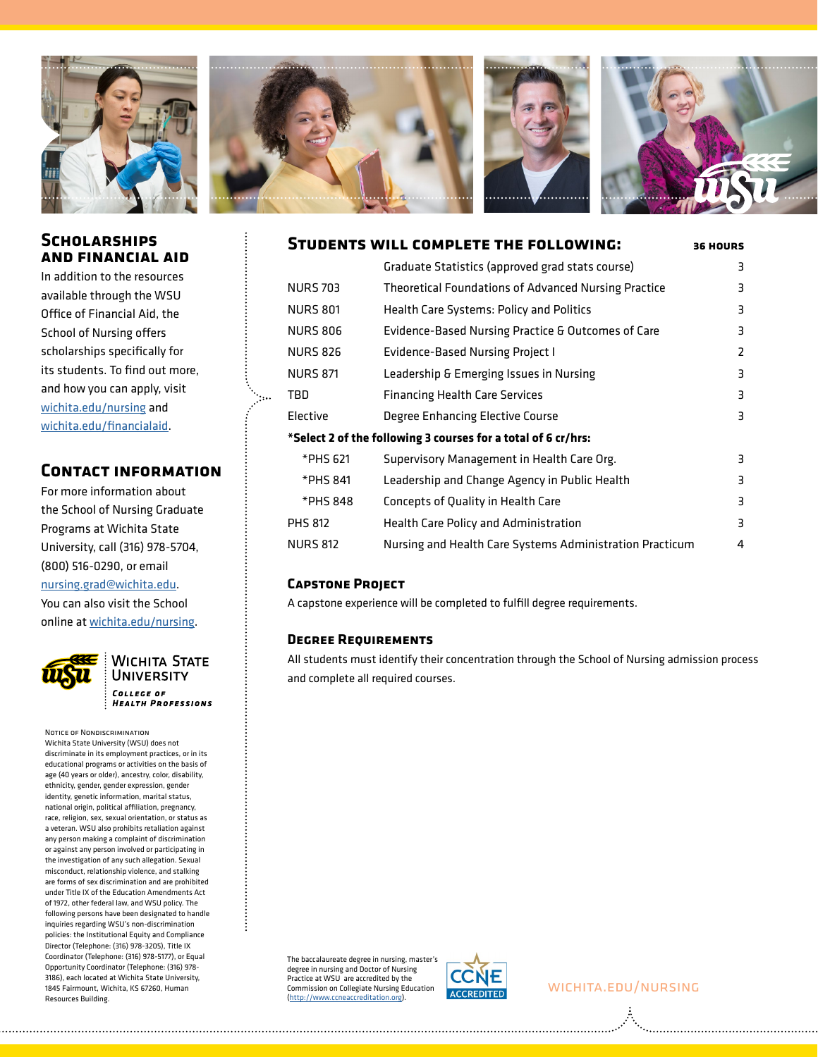## Scholarships and Financial Aid

In addition to the resources available through the WSU Office of Financial Aid, the School of Nursing offers scholarships specifically for its students. To find out more, and how you can apply, visit wichita.edu/nursing and wichita.edu/financialaid.

## Contact Information

For more information about the School of Nursing Graduate Programs at Wichita State University, call (316) 978-5704, (800) 516-0290, or email nursing.grad@wichita.edu. You can also visit the School online at wichita.edu/nursing.

Wichita State University
*College of Health Professions*

Notice of Nondiscrimination
Wichita State University (WSU) does not discriminate in its employment practices, or in its educational programs or activities on the basis of age (40 years or older), ancestry, color, disability, ethnicity, gender, gender expression, gender identity, genetic information, marital status, national origin, political affiliation, pregnancy, race, religion, sex, sexual orientation, or status as a veteran. WSU also prohibits retaliation against any person making a complaint of discrimination or against any person involved or participating in the investigation of any such allegation. Sexual misconduct, relationship violence, and stalking are forms of sex discrimination and are prohibited under Title IX of the Education Amendments Act of 1972, other federal law, and WSU policy. The following persons have been designated to handle inquiries regarding WSU's non-discrimination policies: the Institutional Equity and Compliance Director (Telephone: (316) 978-3205), Title IX Coordinator (Telephone: (316) 978-5177), or Equal Opportunity Coordinator (Telephone: (316) 978-3186), each located at Wichita State University, 1845 Fairmount, Wichita, KS 67260, Human Resources Building.

## Students will complete the following: 36 hours

| | | |
|---|---|---|
| | Graduate Statistics (approved grad stats course) | 3 |
| NURS 703 | Theoretical Foundations of Advanced Nursing Practice | 3 |
| NURS 801 | Health Care Systems: Policy and Politics | 3 |
| NURS 806 | Evidence-Based Nursing Practice & Outcomes of Care | 3 |
| NURS 826 | Evidence-Based Nursing Project I | 2 |
| NURS 871 | Leadership & Emerging Issues in Nursing | 3 |
| TBD | Financing Health Care Services | 3 |
| Elective | Degree Enhancing Elective Course | 3 |
| **\*Select 2 of the following 3 courses for a total of 6 cr/hrs:** | | |
| *PHS 621 | Supervisory Management in Health Care Org. | 3 |
| *PHS 841 | Leadership and Change Agency in Public Health | 3 |
| *PHS 848 | Concepts of Quality in Health Care | 3 |
| PHS 812 | Health Care Policy and Administration | 3 |
| NURS 812 | Nursing and Health Care Systems Administration Practicum | 4 |

### Capstone Project

A capstone experience will be completed to fulfill degree requirements.

### Degree Requirements

All students must identify their concentration through the School of Nursing admission process and complete all required courses.

The baccalaureate degree in nursing, master's degree in nursing and Doctor of Nursing Practice at WSU are accredited by the Commission on Collegiate Nursing Education (http://www.ccneaccreditation.org).

CCNE ACCREDITED

WICHITA.EDU/NURSING